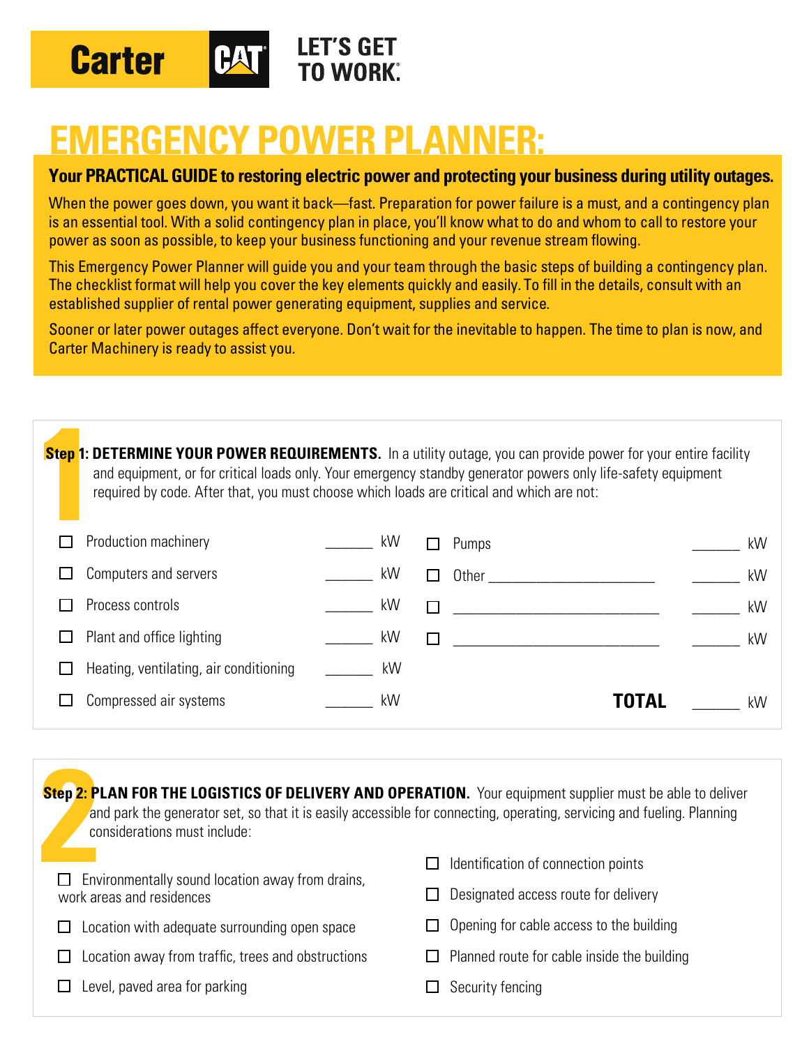Carter CAT LET'S GET TO WORK.

# EMERGENCY POWER PLANNER:

**Your PRACTICAL GUIDE to restoring electric power and protecting your business during utility outages.**

When the power goes down, you want it back—fast. Preparation for power failure is a must, and a contingency plan is an essential tool. With a solid contingency plan in place, you'll know what to do and whom to call to restore your power as soon as possible, to keep your business functioning and your revenue stream flowing.

This Emergency Power Planner will guide you and your team through the basic steps of building a contingency plan. The checklist format will help you cover the key elements quickly and easily. To fill in the details, consult with an established supplier of rental power generating equipment, supplies and service.

Sooner or later power outages affect everyone. Don't wait for the inevitable to happen. The time to plan is now, and Carter Machinery is ready to assist you.

## Step 1: DETERMINE YOUR POWER REQUIREMENTS.

In a utility outage, you can provide power for your entire facility and equipment, or for critical loads only. Your emergency standby generator powers only life-safety equipment required by code. After that, you must choose which loads are critical and which are not:

- ☐ Production machinery ______ kW
- ☐ Computers and servers ______ kW
- ☐ Process controls ______ kW
- ☐ Plant and office lighting ______ kW
- ☐ Heating, ventilating, air conditioning ______ kW
- ☐ Compressed air systems ______ kW
- ☐ Pumps ______ kW
- ☐ Other ____________________ ______ kW
- ☐ ________________________ ______ kW
- ☐ ________________________ ______ kW

**TOTAL** ______ kW

## Step 2: PLAN FOR THE LOGISTICS OF DELIVERY AND OPERATION.

Your equipment supplier must be able to deliver and park the generator set, so that it is easily accessible for connecting, operating, servicing and fueling. Planning considerations must include:

- ☐ Environmentally sound location away from drains, work areas and residences
- ☐ Location with adequate surrounding open space
- ☐ Location away from traffic, trees and obstructions
- ☐ Level, paved area for parking
- ☐ Identification of connection points
- ☐ Designated access route for delivery
- ☐ Opening for cable access to the building
- ☐ Planned route for cable inside the building
- ☐ Security fencing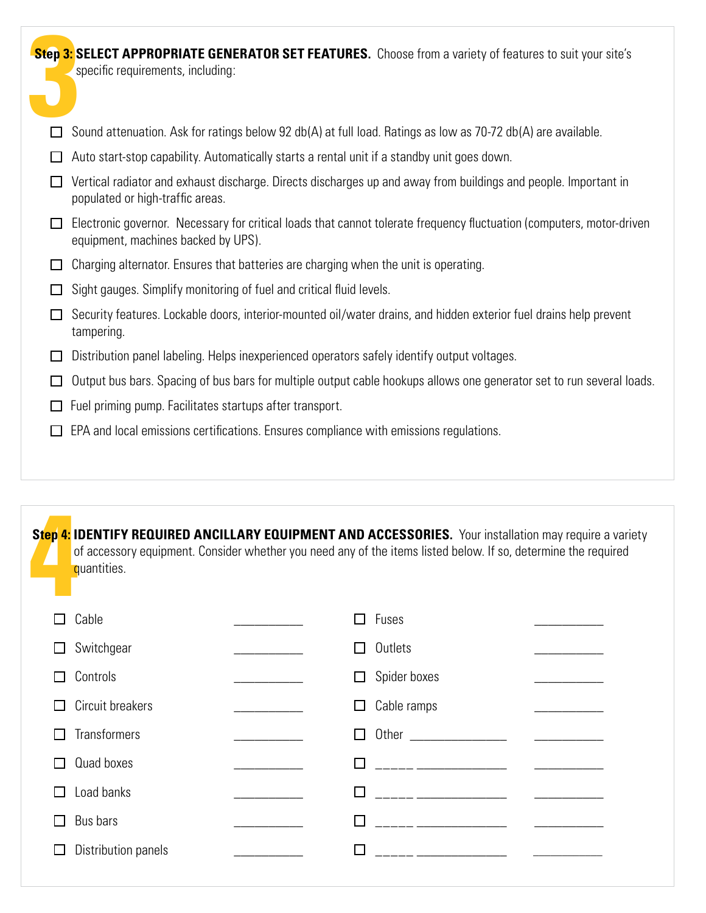## Step 3: SELECT APPROPRIATE GENERATOR SET FEATURES.

Choose from a variety of features to suit your site's specific requirements, including:

- ☐ Sound attenuation. Ask for ratings below 92 db(A) at full load. Ratings as low as 70-72 db(A) are available.
- ☐ Auto start-stop capability. Automatically starts a rental unit if a standby unit goes down.
- ☐ Vertical radiator and exhaust discharge. Directs discharges up and away from buildings and people. Important in populated or high-traffic areas.
- ☐ Electronic governor. Necessary for critical loads that cannot tolerate frequency fluctuation (computers, motor-driven equipment, machines backed by UPS).
- ☐ Charging alternator. Ensures that batteries are charging when the unit is operating.
- ☐ Sight gauges. Simplify monitoring of fuel and critical fluid levels.
- ☐ Security features. Lockable doors, interior-mounted oil/water drains, and hidden exterior fuel drains help prevent tampering.
- ☐ Distribution panel labeling. Helps inexperienced operators safely identify output voltages.
- ☐ Output bus bars. Spacing of bus bars for multiple output cable hookups allows one generator set to run several loads.
- ☐ Fuel priming pump. Facilitates startups after transport.
- ☐ EPA and local emissions certifications. Ensures compliance with emissions regulations.

## Step 4: IDENTIFY REQUIRED ANCILLARY EQUIPMENT AND ACCESSORIES.

Your installation may require a variety of accessory equipment. Consider whether you need any of the items listed below. If so, determine the required quantities.

| Item | Quantity | Item | Quantity |
|---|---|---|---|
| ☐ Cable | ________ | ☐ Fuses | ________ |
| ☐ Switchgear | ________ | ☐ Outlets | ________ |
| ☐ Controls | ________ | ☐ Spider boxes | ________ |
| ☐ Circuit breakers | ________ | ☐ Cable ramps | ________ |
| ☐ Transformers | ________ | ☐ Other ____________ | ________ |
| ☐ Quad boxes | ________ | ☐ _____ ____________ | ________ |
| ☐ Load banks | ________ | ☐ _____ ____________ | ________ |
| ☐ Bus bars | ________ | ☐ _____ ____________ | ________ |
| ☐ Distribution panels | ________ | ☐ _____ ____________ | ________ |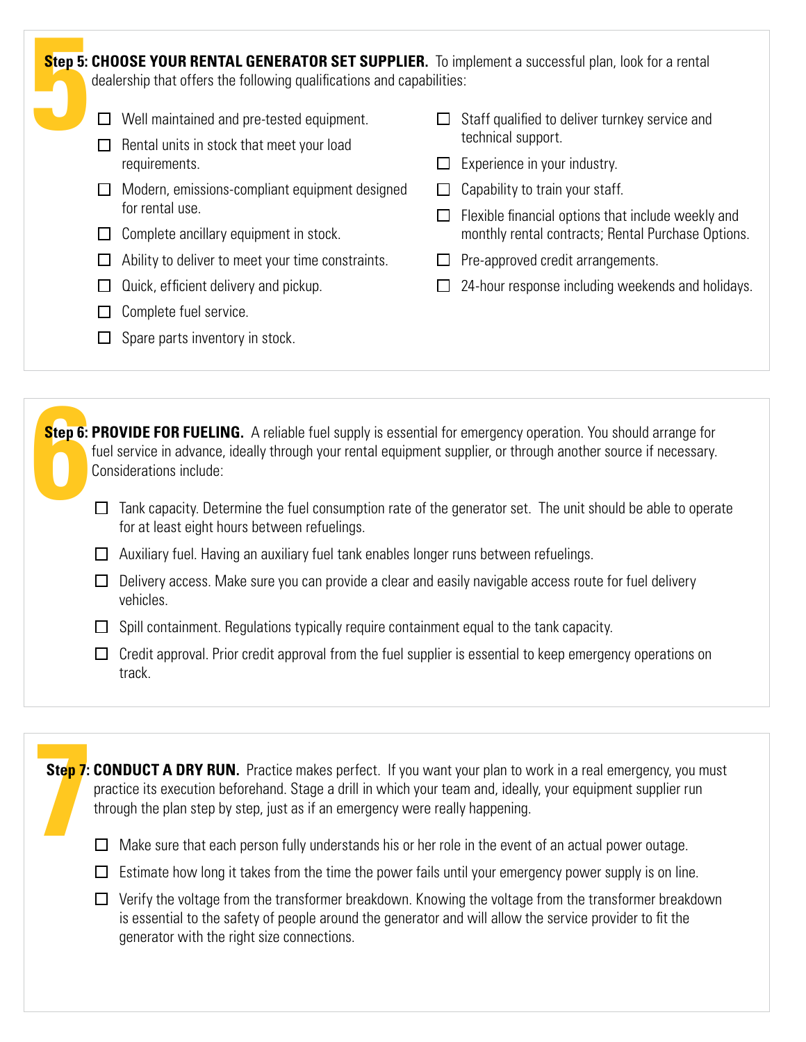**Step 5: CHOOSE YOUR RENTAL GENERATOR SET SUPPLIER.** To implement a successful plan, look for a rental dealership that offers the following qualifications and capabilities:

- ☐ Well maintained and pre-tested equipment.
- ☐ Rental units in stock that meet your load requirements.
- ☐ Modern, emissions-compliant equipment designed for rental use.
- ☐ Complete ancillary equipment in stock.
- ☐ Ability to deliver to meet your time constraints.
- ☐ Quick, efficient delivery and pickup.
- ☐ Complete fuel service.
- ☐ Spare parts inventory in stock.
- ☐ Staff qualified to deliver turnkey service and technical support.
- ☐ Experience in your industry.
- ☐ Capability to train your staff.
- ☐ Flexible financial options that include weekly and monthly rental contracts; Rental Purchase Options.
- ☐ Pre-approved credit arrangements.
- ☐ 24-hour response including weekends and holidays.

**Step 6: PROVIDE FOR FUELING.** A reliable fuel supply is essential for emergency operation. You should arrange for fuel service in advance, ideally through your rental equipment supplier, or through another source if necessary. Considerations include:

- ☐ Tank capacity. Determine the fuel consumption rate of the generator set. The unit should be able to operate for at least eight hours between refuelings.
- ☐ Auxiliary fuel. Having an auxiliary fuel tank enables longer runs between refuelings.
- ☐ Delivery access. Make sure you can provide a clear and easily navigable access route for fuel delivery vehicles.
- ☐ Spill containment. Regulations typically require containment equal to the tank capacity.
- ☐ Credit approval. Prior credit approval from the fuel supplier is essential to keep emergency operations on track.

**Step 7: CONDUCT A DRY RUN.** Practice makes perfect. If you want your plan to work in a real emergency, you must practice its execution beforehand. Stage a drill in which your team and, ideally, your equipment supplier run through the plan step by step, just as if an emergency were really happening.

- ☐ Make sure that each person fully understands his or her role in the event of an actual power outage.
- ☐ Estimate how long it takes from the time the power fails until your emergency power supply is on line.
- ☐ Verify the voltage from the transformer breakdown. Knowing the voltage from the transformer breakdown is essential to the safety of people around the generator and will allow the service provider to fit the generator with the right size connections.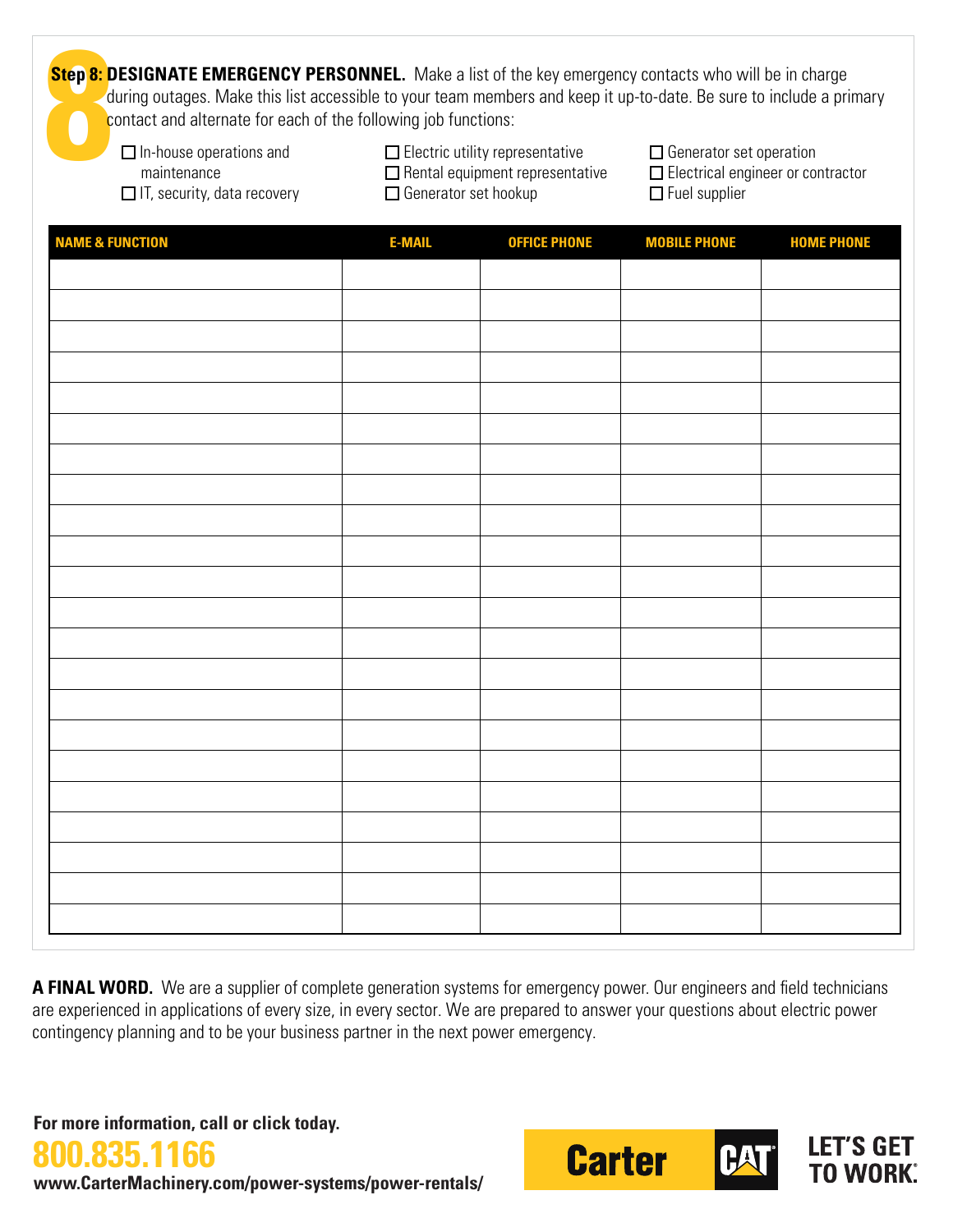**Step 8: DESIGNATE EMERGENCY PERSONNEL.** Make a list of the key emergency contacts who will be in charge during outages. Make this list accessible to your team members and keep it up-to-date. Be sure to include a primary contact and alternate for each of the following job functions:

- ☐ In-house operations and maintenance
- ☐ IT, security, data recovery
- ☐ Electric utility representative
- ☐ Rental equipment representative
- ☐ Generator set hookup
- ☐ Generator set operation
- ☐ Electrical engineer or contractor
- ☐ Fuel supplier

| NAME & FUNCTION | E-MAIL | OFFICE PHONE | MOBILE PHONE | HOME PHONE |
|---|---|---|---|---|
| | | | | |
| | | | | |
| | | | | |
| | | | | |
| | | | | |
| | | | | |
| | | | | |
| | | | | |
| | | | | |
| | | | | |
| | | | | |
| | | | | |
| | | | | |
| | | | | |
| | | | | |
| | | | | |
| | | | | |
| | | | | |
| | | | | |
| | | | | |
| | | | | |
| | | | | |

**A FINAL WORD.** We are a supplier of complete generation systems for emergency power. Our engineers and field technicians are experienced in applications of every size, in every sector. We are prepared to answer your questions about electric power contingency planning and to be your business partner in the next power emergency.

**For more information, call or click today.**

**800.835.1166**

**www.CarterMachinery.com/power-systems/power-rentals/**

Carter CAT

LET'S GET TO WORK.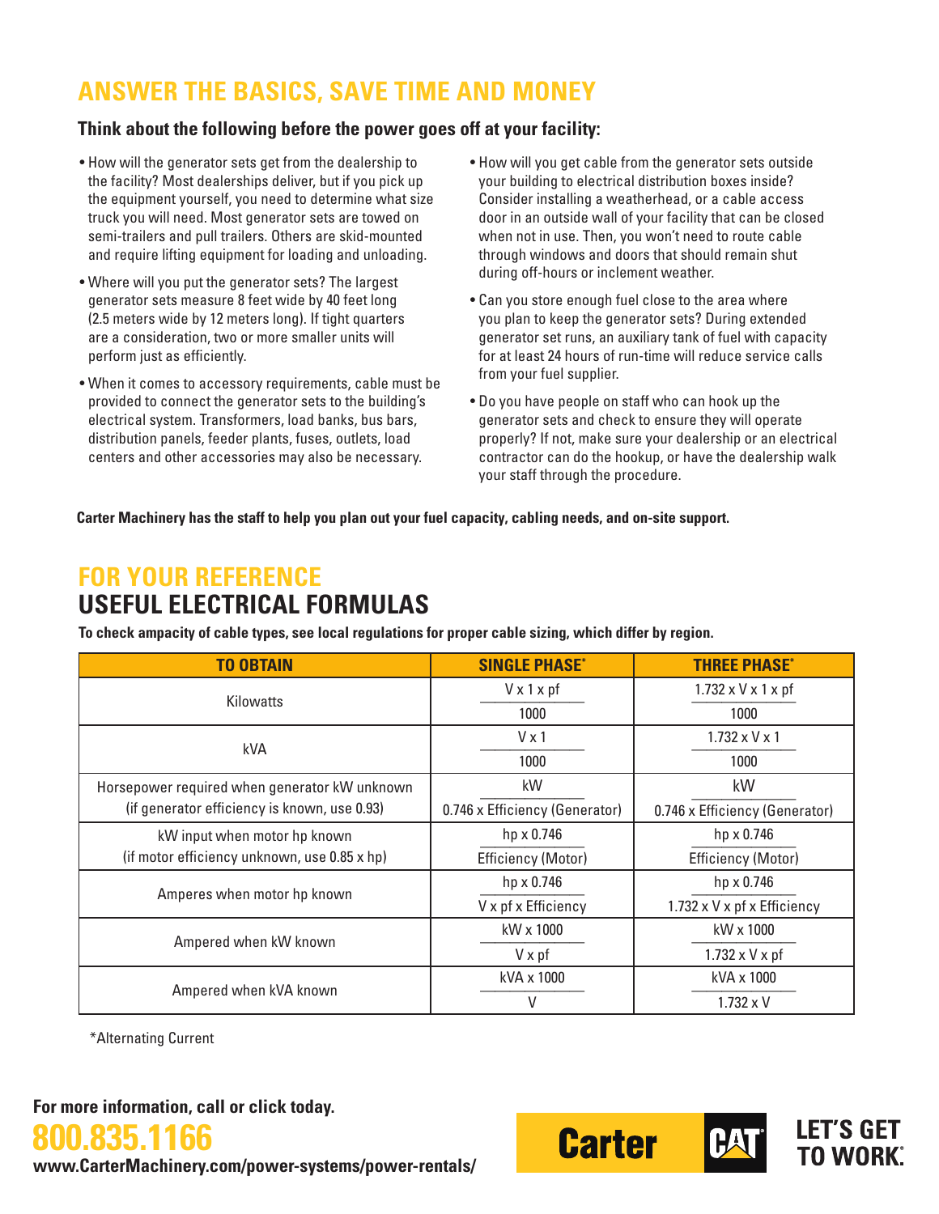## ANSWER THE BASICS, SAVE TIME AND MONEY

**Think about the following before the power goes off at your facility:**

- How will the generator sets get from the dealership to the facility? Most dealerships deliver, but if you pick up the equipment yourself, you need to determine what size truck you will need. Most generator sets are towed on semi-trailers and pull trailers. Others are skid-mounted and require lifting equipment for loading and unloading.
- Where will you put the generator sets? The largest generator sets measure 8 feet wide by 40 feet long (2.5 meters wide by 12 meters long). If tight quarters are a consideration, two or more smaller units will perform just as efficiently.
- When it comes to accessory requirements, cable must be provided to connect the generator sets to the building's electrical system. Transformers, load banks, bus bars, distribution panels, feeder plants, fuses, outlets, load centers and other accessories may also be necessary.
- How will you get cable from the generator sets outside your building to electrical distribution boxes inside? Consider installing a weatherhead, or a cable access door in an outside wall of your facility that can be closed when not in use. Then, you won't need to route cable through windows and doors that should remain shut during off-hours or inclement weather.
- Can you store enough fuel close to the area where you plan to keep the generator sets? During extended generator set runs, an auxiliary tank of fuel with capacity for at least 24 hours of run-time will reduce service calls from your fuel supplier.
- Do you have people on staff who can hook up the generator sets and check to ensure they will operate properly? If not, make sure your dealership or an electrical contractor can do the hookup, or have the dealership walk your staff through the procedure.

**Carter Machinery has the staff to help you plan out your fuel capacity, cabling needs, and on-site support.**

## FOR YOUR REFERENCE
## USEFUL ELECTRICAL FORMULAS

**To check ampacity of cable types, see local regulations for proper cable sizing, which differ by region.**

| TO OBTAIN | SINGLE PHASE* | THREE PHASE* |
|---|---|---|
| Kilowatts | $\frac{V \times 1 \times pf}{1000}$ | $\frac{1.732 \times V \times 1 \times pf}{1000}$ |
| kVA | $\frac{V \times 1}{1000}$ | $\frac{1.732 \times V \times 1}{1000}$ |
| Horsepower required when generator kW unknown (if generator efficiency is known, use 0.93) | $\frac{kW}{0.746 \times \text{Efficiency (Generator)}}$ | $\frac{kW}{0.746 \times \text{Efficiency (Generator)}}$ |
| kW input when motor hp known (if motor efficiency unknown, use 0.85 x hp) | $\frac{hp \times 0.746}{\text{Efficiency (Motor)}}$ | $\frac{hp \times 0.746}{\text{Efficiency (Motor)}}$ |
| Amperes when motor hp known | $\frac{hp \times 0.746}{V \times pf \times \text{Efficiency}}$ | $\frac{hp \times 0.746}{1.732 \times V \times pf \times \text{Efficiency}}$ |
| Ampered when kW known | $\frac{kW \times 1000}{V \times pf}$ | $\frac{kW \times 1000}{1.732 \times V \times pf}$ |
| Ampered when kVA known | $\frac{kVA \times 1000}{V}$ | $\frac{kVA \times 1000}{1.732 \times V}$ |

*Alternating Current

**For more information, call or click today.**

**800.835.1166**

**www.CarterMachinery.com/power-systems/power-rentals/**

Carter CAT LET'S GET TO WORK.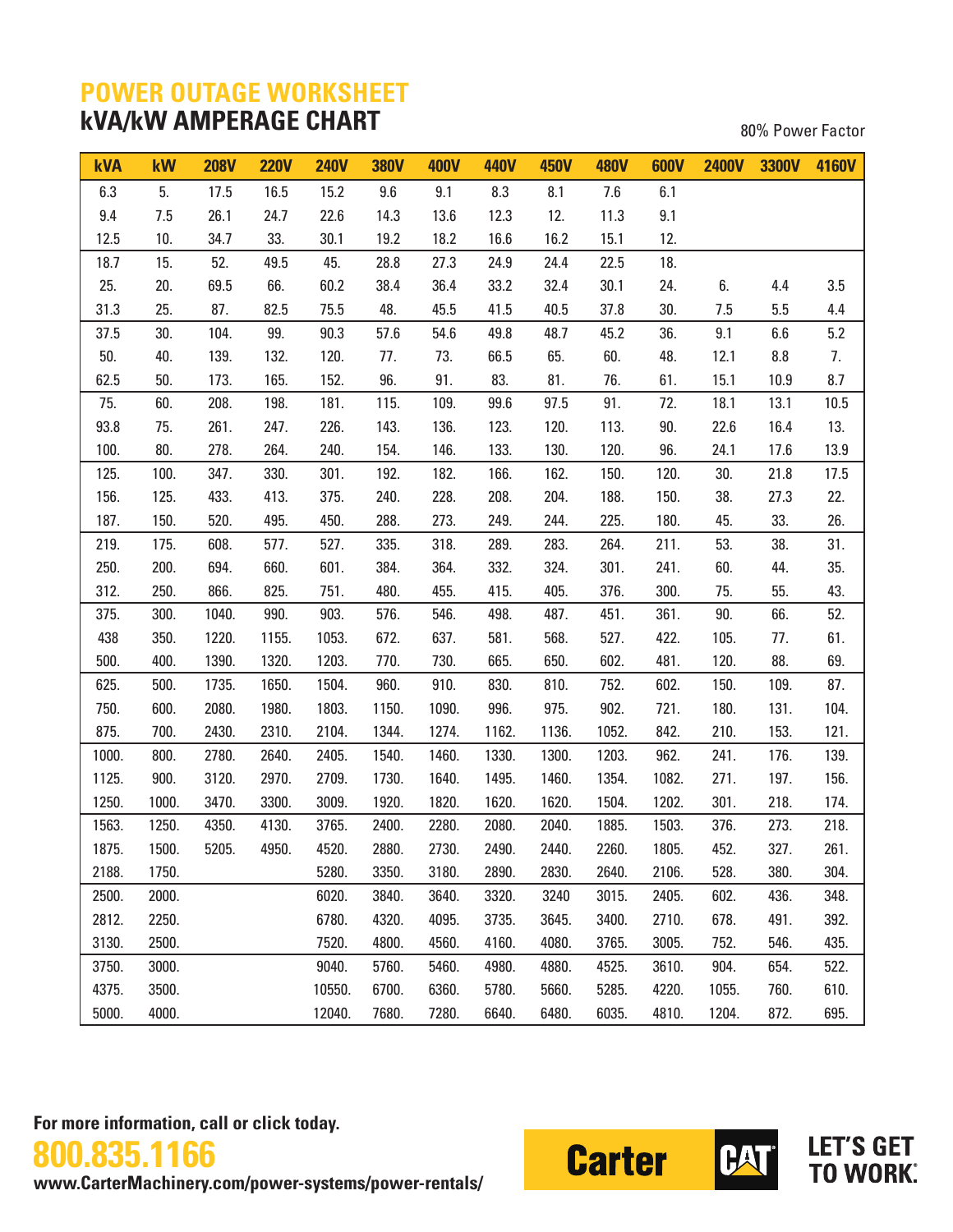# POWER OUTAGE WORKSHEET

## kVA/kW AMPERAGE CHART

80% Power Factor

| kVA | kW | 208V | 220V | 240V | 380V | 400V | 440V | 450V | 480V | 600V | 2400V | 3300V | 4160V |
|---|---|---|---|---|---|---|---|---|---|---|---|---|---|
| 6.3 | 5. | 17.5 | 16.5 | 15.2 | 9.6 | 9.1 | 8.3 | 8.1 | 7.6 | 6.1 | | | |
| 9.4 | 7.5 | 26.1 | 24.7 | 22.6 | 14.3 | 13.6 | 12.3 | 12. | 11.3 | 9.1 | | | |
| 12.5 | 10. | 34.7 | 33. | 30.1 | 19.2 | 18.2 | 16.6 | 16.2 | 15.1 | 12. | | | |
| 18.7 | 15. | 52. | 49.5 | 45. | 28.8 | 27.3 | 24.9 | 24.4 | 22.5 | 18. | | | |
| 25. | 20. | 69.5 | 66. | 60.2 | 38.4 | 36.4 | 33.2 | 32.4 | 30.1 | 24. | 6. | 4.4 | 3.5 |
| 31.3 | 25. | 87. | 82.5 | 75.5 | 48. | 45.5 | 41.5 | 40.5 | 37.8 | 30. | 7.5 | 5.5 | 4.4 |
| 37.5 | 30. | 104. | 99. | 90.3 | 57.6 | 54.6 | 49.8 | 48.7 | 45.2 | 36. | 9.1 | 6.6 | 5.2 |
| 50. | 40. | 139. | 132. | 120. | 77. | 73. | 66.5 | 65. | 60. | 48. | 12.1 | 8.8 | 7. |
| 62.5 | 50. | 173. | 165. | 152. | 96. | 91. | 83. | 81. | 76. | 61. | 15.1 | 10.9 | 8.7 |
| 75. | 60. | 208. | 198. | 181. | 115. | 109. | 99.6 | 97.5 | 91. | 72. | 18.1 | 13.1 | 10.5 |
| 93.8 | 75. | 261. | 247. | 226. | 143. | 136. | 123. | 120. | 113. | 90. | 22.6 | 16.4 | 13. |
| 100. | 80. | 278. | 264. | 240. | 154. | 146. | 133. | 130. | 120. | 96. | 24.1 | 17.6 | 13.9 |
| 125. | 100. | 347. | 330. | 301. | 192. | 182. | 166. | 162. | 150. | 120. | 30. | 21.8 | 17.5 |
| 156. | 125. | 433. | 413. | 375. | 240. | 228. | 208. | 204. | 188. | 150. | 38. | 27.3 | 22. |
| 187. | 150. | 520. | 495. | 450. | 288. | 273. | 249. | 244. | 225. | 180. | 45. | 33. | 26. |
| 219. | 175. | 608. | 577. | 527. | 335. | 318. | 289. | 283. | 264. | 211. | 53. | 38. | 31. |
| 250. | 200. | 694. | 660. | 601. | 384. | 364. | 332. | 324. | 301. | 241. | 60. | 44. | 35. |
| 312. | 250. | 866. | 825. | 751. | 480. | 455. | 415. | 405. | 376. | 300. | 75. | 55. | 43. |
| 375. | 300. | 1040. | 990. | 903. | 576. | 546. | 498. | 487. | 451. | 361. | 90. | 66. | 52. |
| 438 | 350. | 1220. | 1155. | 1053. | 672. | 637. | 581. | 568. | 527. | 422. | 105. | 77. | 61. |
| 500. | 400. | 1390. | 1320. | 1203. | 770. | 730. | 665. | 650. | 602. | 481. | 120. | 88. | 69. |
| 625. | 500. | 1735. | 1650. | 1504. | 960. | 910. | 830. | 810. | 752. | 602. | 150. | 109. | 87. |
| 750. | 600. | 2080. | 1980. | 1803. | 1150. | 1090. | 996. | 975. | 902. | 721. | 180. | 131. | 104. |
| 875. | 700. | 2430. | 2310. | 2104. | 1344. | 1274. | 1162. | 1136. | 1052. | 842. | 210. | 153. | 121. |
| 1000. | 800. | 2780. | 2640. | 2405. | 1540. | 1460. | 1330. | 1300. | 1203. | 962. | 241. | 176. | 139. |
| 1125. | 900. | 3120. | 2970. | 2709. | 1730. | 1640. | 1495. | 1460. | 1354. | 1082. | 271. | 197. | 156. |
| 1250. | 1000. | 3470. | 3300. | 3009. | 1920. | 1820. | 1620. | 1620. | 1504. | 1202. | 301. | 218. | 174. |
| 1563. | 1250. | 4350. | 4130. | 3765. | 2400. | 2280. | 2080. | 2040. | 1885. | 1503. | 376. | 273. | 218. |
| 1875. | 1500. | 5205. | 4950. | 4520. | 2880. | 2730. | 2490. | 2440. | 2260. | 1805. | 452. | 327. | 261. |
| 2188. | 1750. | | | 5280. | 3350. | 3180. | 2890. | 2830. | 2640. | 2106. | 528. | 380. | 304. |
| 2500. | 2000. | | | 6020. | 3840. | 3640. | 3320. | 3240 | 3015. | 2405. | 602. | 436. | 348. |
| 2812. | 2250. | | | 6780. | 4320. | 4095. | 3735. | 3645. | 3400. | 2710. | 678. | 491. | 392. |
| 3130. | 2500. | | | 7520. | 4800. | 4560. | 4160. | 4080. | 3765. | 3005. | 752. | 546. | 435. |
| 3750. | 3000. | | | 9040. | 5760. | 5460. | 4980. | 4880. | 4525. | 3610. | 904. | 654. | 522. |
| 4375. | 3500. | | | 10550. | 6700. | 6360. | 5780. | 5660. | 5285. | 4220. | 1055. | 760. | 610. |
| 5000. | 4000. | | | 12040. | 7680. | 7280. | 6640. | 6480. | 6035. | 4810. | 1204. | 872. | 695. |

**For more information, call or click today.**

**800.835.1166**

**www.CarterMachinery.com/power-systems/power-rentals/**

Carter CAT

LET'S GET TO WORK.